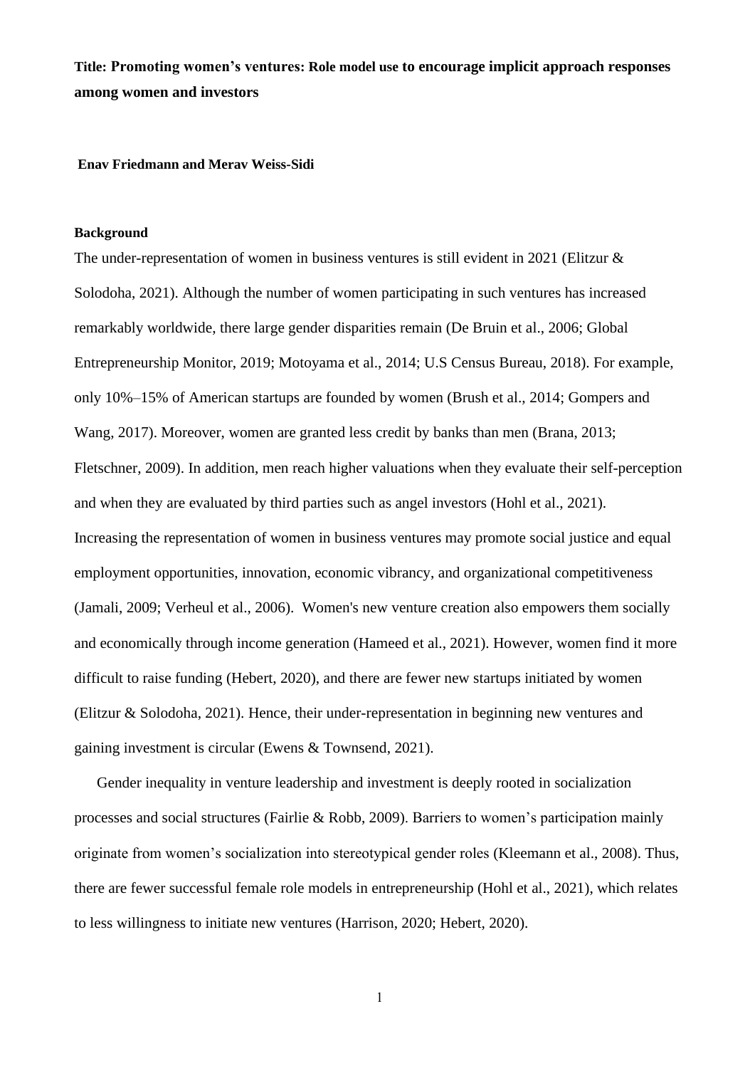**Title: Promoting women's ventures: Role model use to encourage implicit approach responses among women and investors**

**Enav Friedmann and Merav Weiss-Sidi**

**Background**

The under-representation of women in business ventures is still evident in 2021 (Elitzur & Solodoha, 2021). Although the number of women participating in such ventures has increased remarkably worldwide, there large gender disparities remain (De Bruin et al., 2006; Global Entrepreneurship Monitor, 2019; Motoyama et al., 2014; U.S Census Bureau, 2018). For example, only 10%–15% of American startups are founded by women (Brush et al., 2014; Gompers and Wang, 2017). Moreover, women are granted less credit by banks than men (Brana, 2013; Fletschner, 2009). In addition, men reach higher valuations when they evaluate their self-perception and when they are evaluated by third parties such as angel investors (Hohl et al., 2021). Increasing the representation of women in business ventures may promote social justice and equal employment opportunities, innovation, economic vibrancy, and organizational competitiveness (Jamali, 2009; Verheul et al., 2006). Women's new venture creation also empowers them socially and economically through income generation (Hameed et al., 2021). However, women find it more difficult to raise funding (Hebert, 2020), and there are fewer new startups initiated by women (Elitzur & Solodoha, 2021). Hence, their under-representation in beginning new ventures and gaining investment is circular (Ewens & Townsend, 2021).

Gender inequality in venture leadership and investment is deeply rooted in socialization processes and social structures (Fairlie & Robb, 2009). Barriers to women's participation mainly originate from women's socialization into stereotypical gender roles (Kleemann et al., 2008). Thus, there are fewer successful female role models in entrepreneurship (Hohl et al., 2021), which relates to less willingness to initiate new ventures (Harrison, 2020; Hebert, 2020).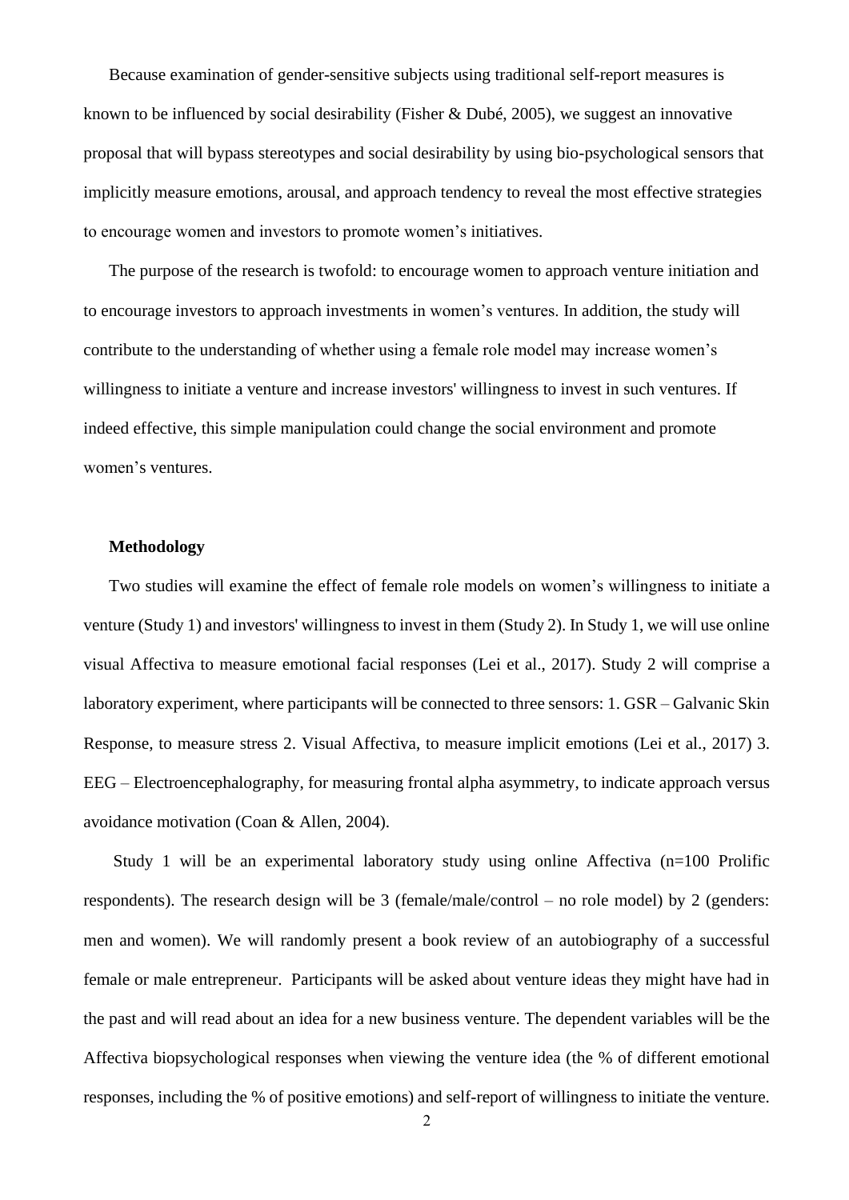Because examination of gender-sensitive subjects using traditional self-report measures is known to be influenced by social desirability (Fisher & Dubé, 2005), we suggest an innovative proposal that will bypass stereotypes and social desirability by using bio-psychological sensors that implicitly measure emotions, arousal, and approach tendency to reveal the most effective strategies to encourage women and investors to promote women's initiatives.

The purpose of the research is twofold: to encourage women to approach venture initiation and to encourage investors to approach investments in women's ventures. In addition, the study will contribute to the understanding of whether using a female role model may increase women's willingness to initiate a venture and increase investors' willingness to invest in such ventures. If indeed effective, this simple manipulation could change the social environment and promote women's ventures.

**Methodology**

Two studies will examine the effect of female role models on women's willingness to initiate a venture (Study 1) and investors' willingness to invest in them (Study 2). In Study 1, we will use online visual Affectiva to measure emotional facial responses (Lei et al., 2017). Study 2 will comprise a laboratory experiment, where participants will be connected to three sensors: 1. GSR – Galvanic Skin Response, to measure stress 2. Visual Affectiva, to measure implicit emotions (Lei et al., 2017) 3. EEG – Electroencephalography, for measuring frontal alpha asymmetry, to indicate approach versus avoidance motivation (Coan & Allen, 2004).

Study 1 will be an experimental laboratory study using online Affectiva (n=100 Prolific respondents). The research design will be 3 (female/male/control – no role model) by 2 (genders: men and women). We will randomly present a book review of an autobiography of a successful female or male entrepreneur. Participants will be asked about venture ideas they might have had in the past and will read about an idea for a new business venture. The dependent variables will be the Affectiva biopsychological responses when viewing the venture idea (the % of different emotional responses, including the % of positive emotions) and self-report of willingness to initiate the venture.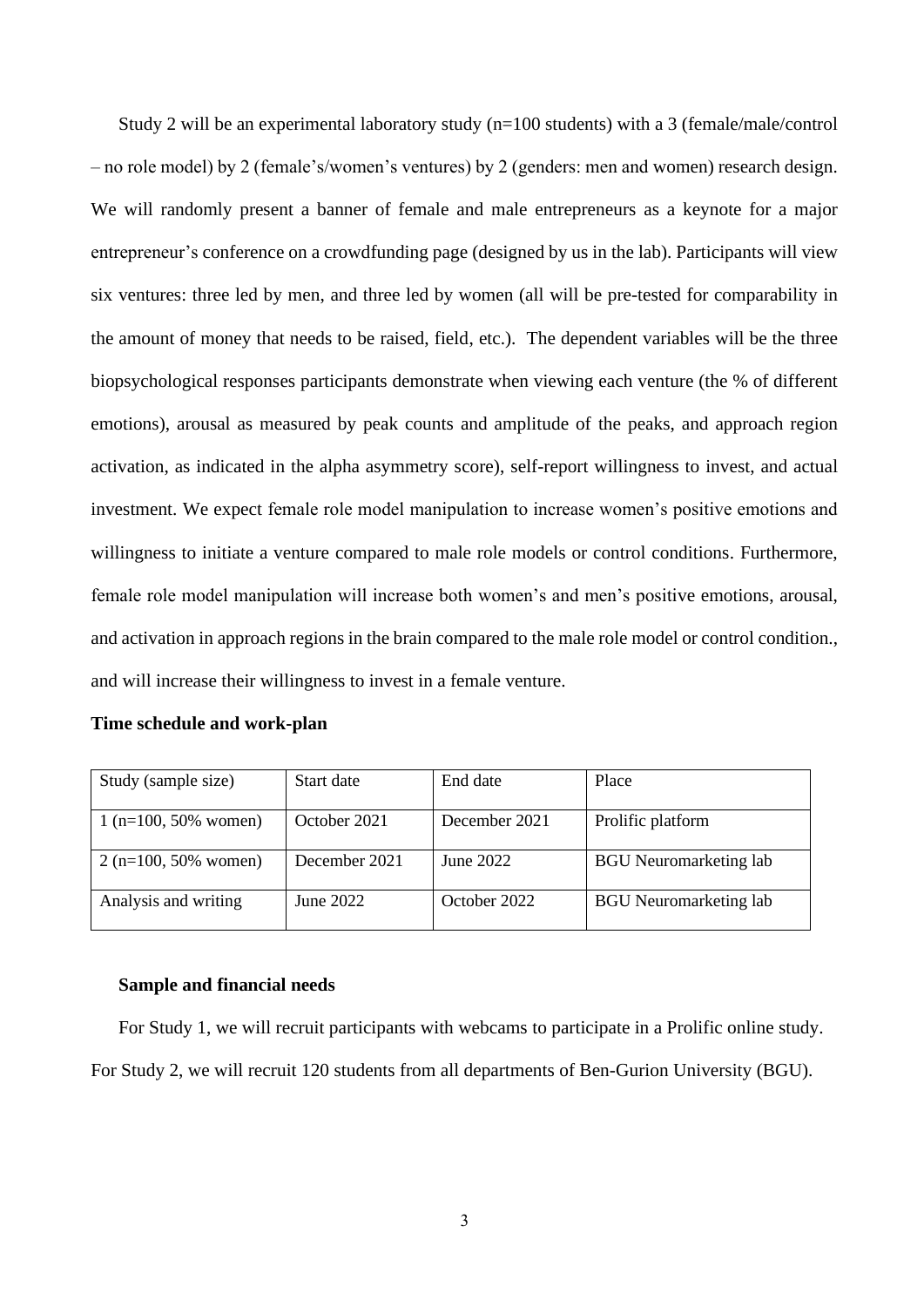Study 2 will be an experimental laboratory study (n=100 students) with a 3 (female/male/control – no role model) by 2 (female's/women's ventures) by 2 (genders: men and women) research design. We will randomly present a banner of female and male entrepreneurs as a keynote for a major entrepreneur's conference on a crowdfunding page (designed by us in the lab). Participants will view six ventures: three led by men, and three led by women (all will be pre-tested for comparability in the amount of money that needs to be raised, field, etc.). The dependent variables will be the three biopsychological responses participants demonstrate when viewing each venture (the % of different emotions), arousal as measured by peak counts and amplitude of the peaks, and approach region activation, as indicated in the alpha asymmetry score), self-report willingness to invest, and actual investment. We expect female role model manipulation to increase women's positive emotions and willingness to initiate a venture compared to male role models or control conditions. Furthermore, female role model manipulation will increase both women's and men's positive emotions, arousal, and activation in approach regions in the brain compared to the male role model or control condition., and will increase their willingness to invest in a female venture.

**Time schedule and work-plan**

| Study (sample size) | Start date | End date | Place |
|---|---|---|---|
| 1 (n=100, 50% women) | October 2021 | December 2021 | Prolific platform |
| 2 (n=100, 50% women) | December 2021 | June 2022 | BGU Neuromarketing lab |
| Analysis and writing | June 2022 | October 2022 | BGU Neuromarketing lab |

**Sample and financial needs**

For Study 1, we will recruit participants with webcams to participate in a Prolific online study. For Study 2, we will recruit 120 students from all departments of Ben-Gurion University (BGU).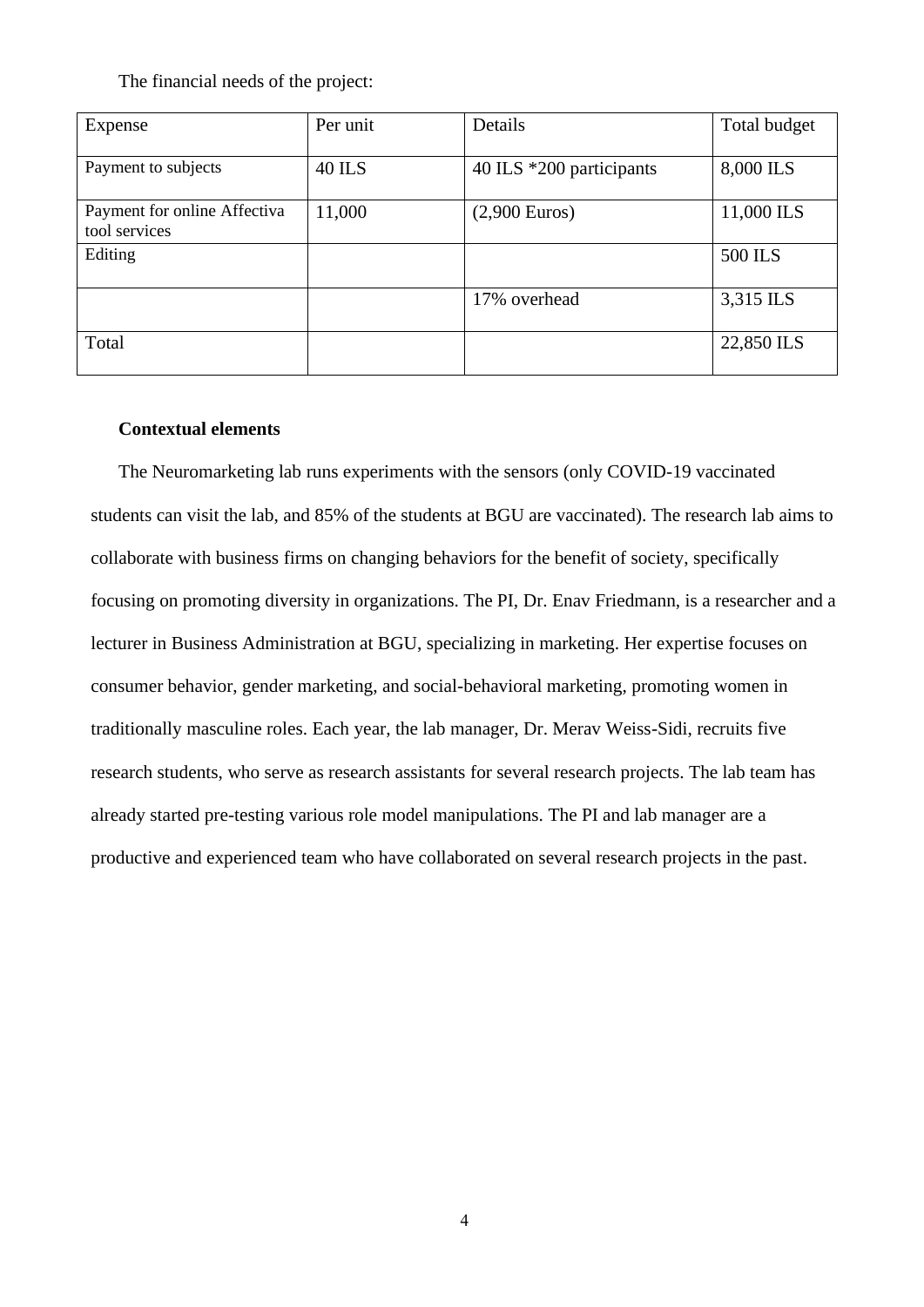The financial needs of the project:

| Expense | Per unit | Details | Total budget |
|---|---|---|---|
| Payment to subjects | 40 ILS | 40 ILS *200 participants | 8,000 ILS |
| Payment for online Affectiva tool services | 11,000 | (2,900 Euros) | 11,000 ILS |
| Editing | | | 500 ILS |
| | | 17% overhead | 3,315 ILS |
| Total | | | 22,850 ILS |

**Contextual elements**

The Neuromarketing lab runs experiments with the sensors (only COVID-19 vaccinated students can visit the lab, and 85% of the students at BGU are vaccinated). The research lab aims to collaborate with business firms on changing behaviors for the benefit of society, specifically focusing on promoting diversity in organizations. The PI, Dr. Enav Friedmann, is a researcher and a lecturer in Business Administration at BGU, specializing in marketing. Her expertise focuses on consumer behavior, gender marketing, and social-behavioral marketing, promoting women in traditionally masculine roles. Each year, the lab manager, Dr. Merav Weiss-Sidi, recruits five research students, who serve as research assistants for several research projects. The lab team has already started pre-testing various role model manipulations. The PI and lab manager are a productive and experienced team who have collaborated on several research projects in the past.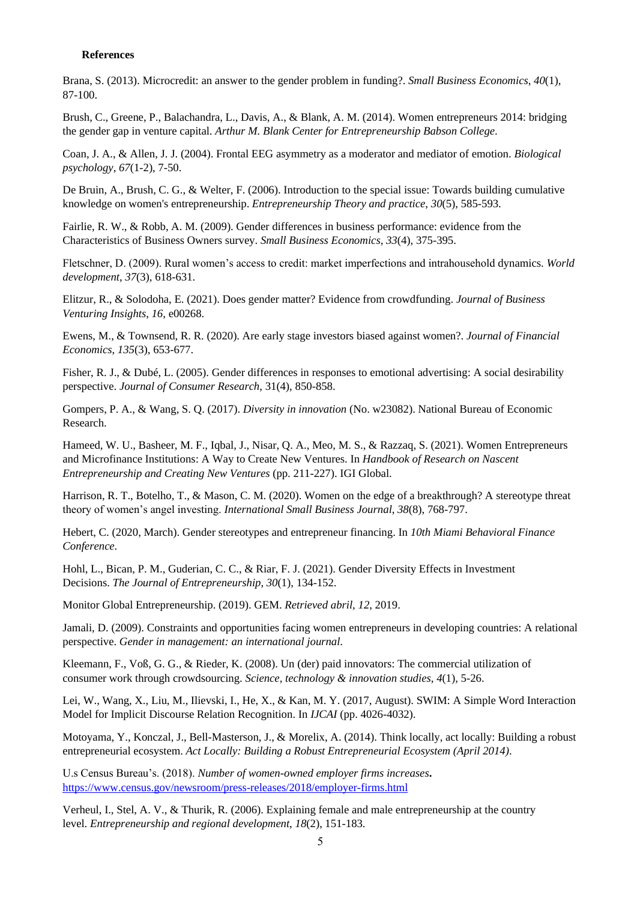**References**

Brana, S. (2013). Microcredit: an answer to the gender problem in funding?. *Small Business Economics*, *40*(1), 87-100.

Brush, C., Greene, P., Balachandra, L., Davis, A., & Blank, A. M. (2014). Women entrepreneurs 2014: bridging the gender gap in venture capital. *Arthur M. Blank Center for Entrepreneurship Babson College*.

Coan, J. A., & Allen, J. J. (2004). Frontal EEG asymmetry as a moderator and mediator of emotion. *Biological psychology*, *67*(1-2), 7-50.

De Bruin, A., Brush, C. G., & Welter, F. (2006). Introduction to the special issue: Towards building cumulative knowledge on women's entrepreneurship. *Entrepreneurship Theory and practice*, *30*(5), 585-593.

Fairlie, R. W., & Robb, A. M. (2009). Gender differences in business performance: evidence from the Characteristics of Business Owners survey. *Small Business Economics*, *33*(4), 375-395.

Fletschner, D. (2009). Rural women's access to credit: market imperfections and intrahousehold dynamics. *World development*, *37*(3), 618-631.

Elitzur, R., & Solodoha, E. (2021). Does gender matter? Evidence from crowdfunding. *Journal of Business Venturing Insights*, *16*, e00268.

Ewens, M., & Townsend, R. R. (2020). Are early stage investors biased against women?. *Journal of Financial Economics*, *135*(3), 653-677.

Fisher, R. J., & Dubé, L. (2005). Gender differences in responses to emotional advertising: A social desirability perspective. *Journal of Consumer Research,* 31(4), 850-858.

Gompers, P. A., & Wang, S. Q. (2017). *Diversity in innovation* (No. w23082). National Bureau of Economic Research.

Hameed, W. U., Basheer, M. F., Iqbal, J., Nisar, Q. A., Meo, M. S., & Razzaq, S. (2021). Women Entrepreneurs and Microfinance Institutions: A Way to Create New Ventures. In *Handbook of Research on Nascent Entrepreneurship and Creating New Ventures* (pp. 211-227). IGI Global.

Harrison, R. T., Botelho, T., & Mason, C. M. (2020). Women on the edge of a breakthrough? A stereotype threat theory of women's angel investing. *International Small Business Journal*, *38*(8), 768-797.

Hebert, C. (2020, March). Gender stereotypes and entrepreneur financing. In *10th Miami Behavioral Finance Conference*.

Hohl, L., Bican, P. M., Guderian, C. C., & Riar, F. J. (2021). Gender Diversity Effects in Investment Decisions. *The Journal of Entrepreneurship*, *30*(1), 134-152.

Monitor Global Entrepreneurship. (2019). GEM. *Retrieved abril*, *12*, 2019.

Jamali, D. (2009). Constraints and opportunities facing women entrepreneurs in developing countries: A relational perspective. *Gender in management: an international journal*.

Kleemann, F., Voß, G. G., & Rieder, K. (2008). Un (der) paid innovators: The commercial utilization of consumer work through crowdsourcing. *Science, technology & innovation studies*, *4*(1), 5-26.

Lei, W., Wang, X., Liu, M., Ilievski, I., He, X., & Kan, M. Y. (2017, August). SWIM: A Simple Word Interaction Model for Implicit Discourse Relation Recognition. In *IJCAI* (pp. 4026-4032).

Motoyama, Y., Konczal, J., Bell-Masterson, J., & Morelix, A. (2014). Think locally, act locally: Building a robust entrepreneurial ecosystem. *Act Locally: Building a Robust Entrepreneurial Ecosystem (April 2014)*.

U.s Census Bureau's. (2018). *Number of women-owned employer firms increases***.** https://www.census.gov/newsroom/press-releases/2018/employer-firms.html

Verheul, I., Stel, A. V., & Thurik, R. (2006). Explaining female and male entrepreneurship at the country level. *Entrepreneurship and regional development*, *18*(2), 151-183.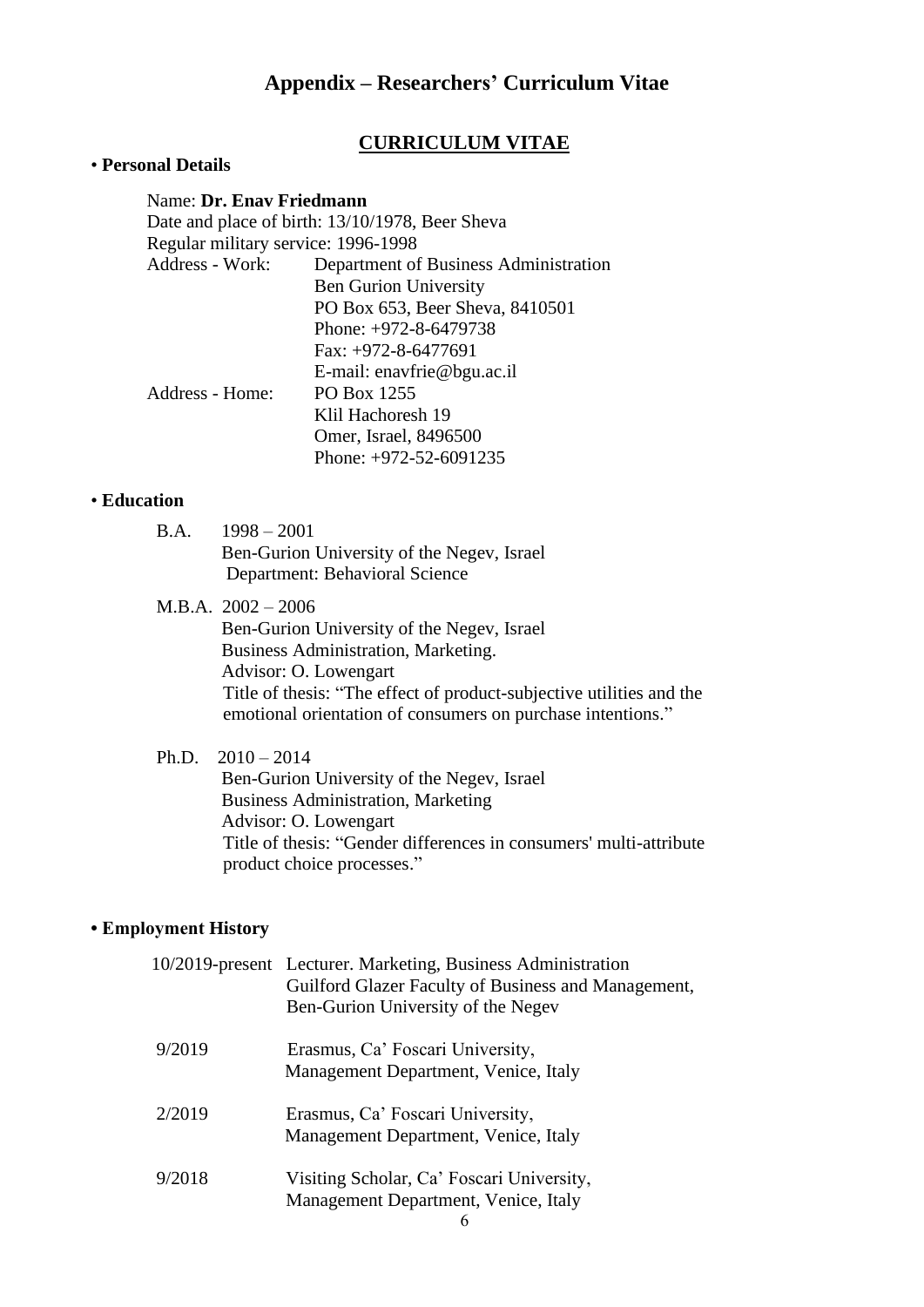# Appendix – Researchers' Curriculum Vitae

## CURRICULUM VITAE

• **Personal Details**

Name: **Dr. Enav Friedmann**
Date and place of birth: 13/10/1978, Beer Sheva
Regular military service: 1996-1998

Address - Work:
Department of Business Administration
Ben Gurion University
PO Box 653, Beer Sheva, 8410501
Phone: +972-8-6479738
Fax: +972-8-6477691
E-mail: enavfrie@bgu.ac.il

Address - Home:
PO Box 1255
Klil Hachoresh 19
Omer, Israel, 8496500
Phone: +972-52-6091235

• **Education**

B.A. 1998 – 2001
Ben-Gurion University of the Negev, Israel
Department: Behavioral Science

M.B.A. 2002 – 2006
Ben-Gurion University of the Negev, Israel
Business Administration, Marketing.
Advisor: O. Lowengart
Title of thesis: "The effect of product-subjective utilities and the emotional orientation of consumers on purchase intentions."

Ph.D. 2010 – 2014
Ben-Gurion University of the Negev, Israel
Business Administration, Marketing
Advisor: O. Lowengart
Title of thesis: "Gender differences in consumers' multi-attribute product choice processes."

**• Employment History**

10/2019-present Lecturer. Marketing, Business Administration
Guilford Glazer Faculty of Business and Management,
Ben-Gurion University of the Negev

9/2019 Erasmus, Ca' Foscari University,
Management Department, Venice, Italy

2/2019 Erasmus, Ca' Foscari University,
Management Department, Venice, Italy

9/2018 Visiting Scholar, Ca' Foscari University,
Management Department, Venice, Italy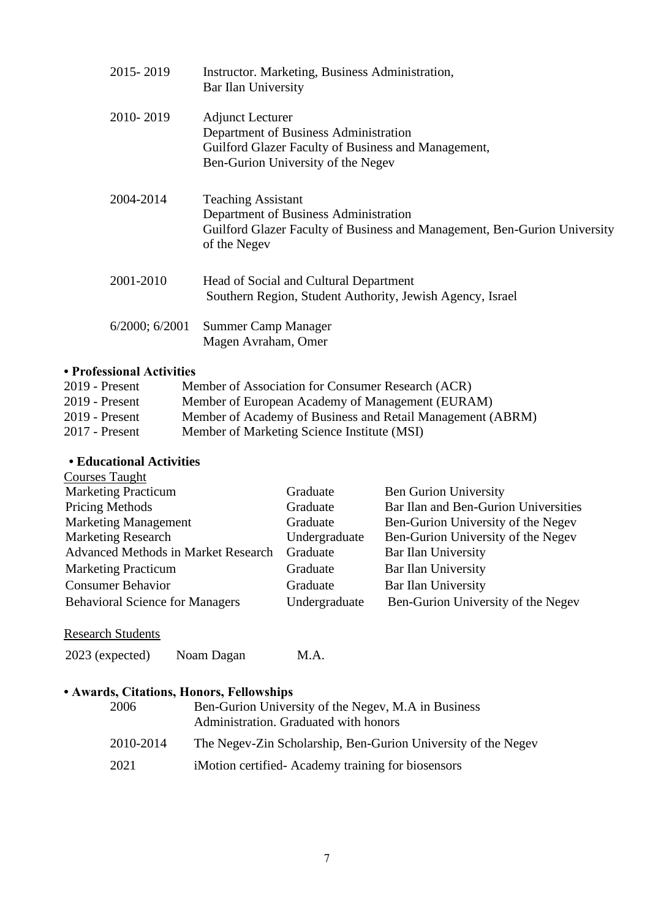| | |
|---|---|
| 2015- 2019 | Instructor. Marketing, Business Administration, Bar Ilan University |
| 2010- 2019 | Adjunct Lecturer<br>Department of Business Administration<br>Guilford Glazer Faculty of Business and Management,<br>Ben-Gurion University of the Negev |
| 2004-2014 | Teaching Assistant<br>Department of Business Administration<br>Guilford Glazer Faculty of Business and Management, Ben-Gurion University of the Negev |
| 2001-2010 | Head of Social and Cultural Department<br>Southern Region, Student Authority, Jewish Agency, Israel |
| 6/2000; 6/2001 | Summer Camp Manager<br>Magen Avraham, Omer |

**• Professional Activities**

| | |
|---|---|
| 2019 - Present | Member of Association for Consumer Research (ACR) |
| 2019 - Present | Member of European Academy of Management (EURAM) |
| 2019 - Present | Member of Academy of Business and Retail Management (ABRM) |
| 2017 - Present | Member of Marketing Science Institute (MSI) |

**• Educational Activities**

Courses Taught

| | | |
|---|---|---|
| Marketing Practicum | Graduate | Ben Gurion University |
| Pricing Methods | Graduate | Bar Ilan and Ben-Gurion Universities |
| Marketing Management | Graduate | Ben-Gurion University of the Negev |
| Marketing Research | Undergraduate | Ben-Gurion University of the Negev |
| Advanced Methods in Market Research | Graduate | Bar Ilan University |
| Marketing Practicum | Graduate | Bar Ilan University |
| Consumer Behavior | Graduate | Bar Ilan University |
| Behavioral Science for Managers | Undergraduate | Ben-Gurion University of the Negev |

Research Students

| | | |
|---|---|---|
| 2023 (expected) | Noam Dagan | M.A. |

**• Awards, Citations, Honors, Fellowships**

| | |
|---|---|
| 2006 | Ben-Gurion University of the Negev, M.A in Business Administration. Graduated with honors |
| 2010-2014 | The Negev-Zin Scholarship, Ben-Gurion University of the Negev |
| 2021 | iMotion certified- Academy training for biosensors |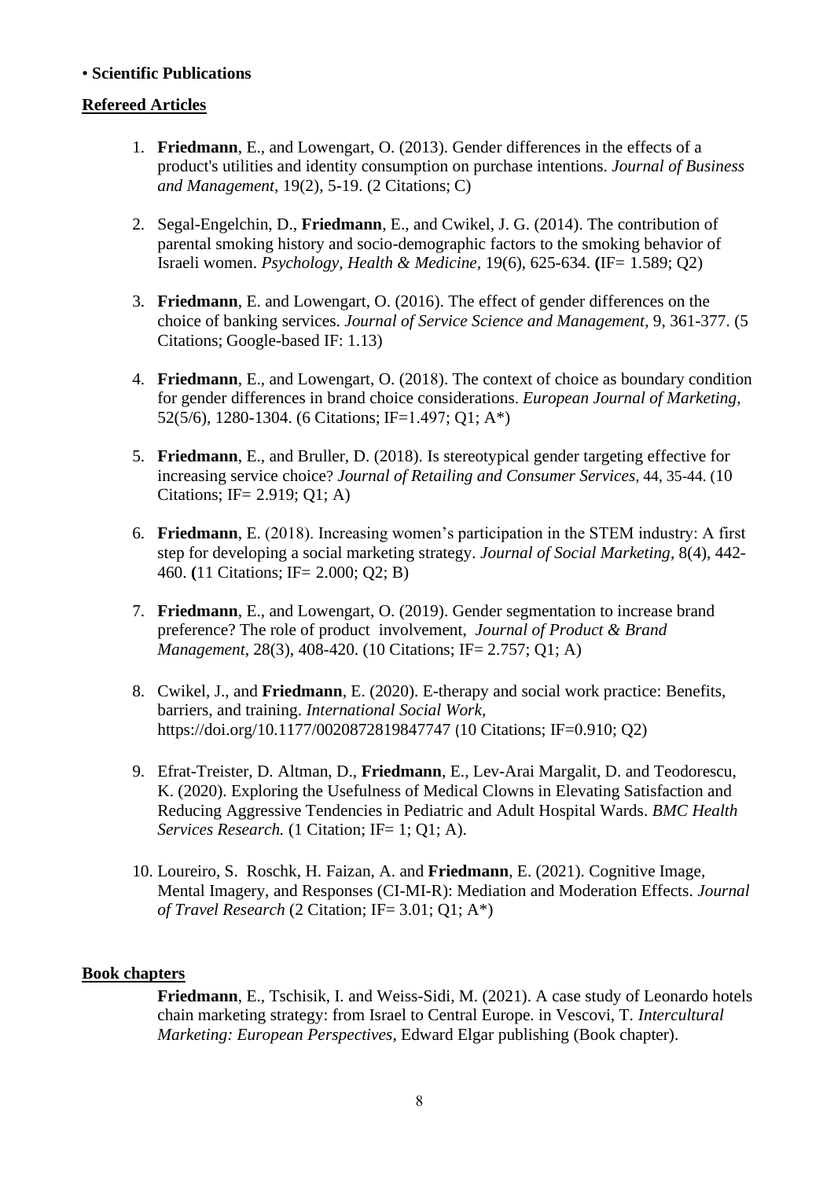• **Scientific Publications**

**Refereed Articles**

1. **Friedmann**, E., and Lowengart, O. (2013). Gender differences in the effects of a product's utilities and identity consumption on purchase intentions. *Journal of Business and Management*, 19(2), 5-19. (2 Citations; C)

2. Segal-Engelchin, D., **Friedmann**, E., and Cwikel, J. G. (2014). The contribution of parental smoking history and socio-demographic factors to the smoking behavior of Israeli women. *Psychology, Health & Medicine,* 19(6), 625-634. **(**IF= 1.589; Q2)

3. **Friedmann**, E. and Lowengart, O. (2016). The effect of gender differences on the choice of banking services. *Journal of Service Science and Management*, 9, 361-377. (5 Citations; Google-based IF: 1.13)

4. **Friedmann**, E., and Lowengart, O. (2018). The context of choice as boundary condition for gender differences in brand choice considerations. *European Journal of Marketing,* 52(5/6), 1280-1304. (6 Citations; IF=1.497; Q1; A*)

5. **Friedmann**, E., and Bruller, D. (2018). Is stereotypical gender targeting effective for increasing service choice? *Journal of Retailing and Consumer Services*, 44, 35-44. (10 Citations; IF= 2.919; Q1; A)

6. **Friedmann**, E. (2018). Increasing women's participation in the STEM industry: A first step for developing a social marketing strategy. *Journal of Social Marketing*, 8(4), 442-460. **(**11 Citations; IF= 2.000; Q2; B)

7. **Friedmann**, E., and Lowengart, O. (2019). Gender segmentation to increase brand preference? The role of product involvement, *Journal of Product & Brand Management*, 28(3), 408-420. (10 Citations; IF= 2.757; Q1; A)

8. Cwikel, J., and **Friedmann**, E. (2020). E-therapy and social work practice: Benefits, barriers, and training. *International Social Work,* https://doi.org/10.1177/0020872819847747 (10 Citations; IF=0.910; Q2)

9. Efrat-Treister, D. Altman, D., **Friedmann**, E., Lev-Arai Margalit, D. and Teodorescu, K. (2020). Exploring the Usefulness of Medical Clowns in Elevating Satisfaction and Reducing Aggressive Tendencies in Pediatric and Adult Hospital Wards. *BMC Health Services Research.* (1 Citation; IF= 1; Q1; A).

10. Loureiro, S. Roschk, H. Faizan, A. and **Friedmann**, E. (2021). Cognitive Image, Mental Imagery, and Responses (CI-MI-R): Mediation and Moderation Effects. *Journal of Travel Research* (2 Citation; IF= 3.01; Q1; A*)

**Book chapters**

**Friedmann**, E., Tschisik, I. and Weiss-Sidi, M. (2021). A case study of Leonardo hotels chain marketing strategy: from Israel to Central Europe. in Vescovi, T. *Intercultural Marketing: European Perspectives*, Edward Elgar publishing (Book chapter).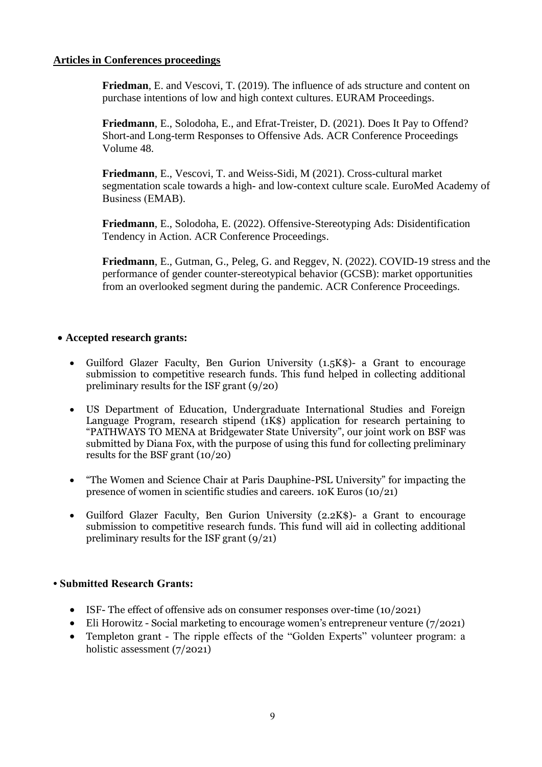**Articles in Conferences proceedings**

**Friedman**, E. and Vescovi, T. (2019). The influence of ads structure and content on purchase intentions of low and high context cultures. EURAM Proceedings.

**Friedmann**, E., Solodoha, E., and Efrat-Treister, D. (2021). Does It Pay to Offend? Short-and Long-term Responses to Offensive Ads. ACR Conference Proceedings Volume 48.

**Friedmann**, E., Vescovi, T. and Weiss-Sidi, M (2021). Cross-cultural market segmentation scale towards a high- and low-context culture scale. EuroMed Academy of Business (EMAB).

**Friedmann**, E., Solodoha, E. (2022). Offensive-Stereotyping Ads: Disidentification Tendency in Action. ACR Conference Proceedings.

**Friedmann**, E., Gutman, G., Peleg, G. and Reggev, N. (2022). COVID-19 stress and the performance of gender counter-stereotypical behavior (GCSB): market opportunities from an overlooked segment during the pandemic. ACR Conference Proceedings.

- **Accepted research grants:**

  - Guilford Glazer Faculty, Ben Gurion University (1.5K$)- a Grant to encourage submission to competitive research funds. This fund helped in collecting additional preliminary results for the ISF grant (9/20)
  - US Department of Education, Undergraduate International Studies and Foreign Language Program, research stipend (1K$) application for research pertaining to "PATHWAYS TO MENA at Bridgewater State University", our joint work on BSF was submitted by Diana Fox, with the purpose of using this fund for collecting preliminary results for the BSF grant (10/20)
  - "The Women and Science Chair at Paris Dauphine-PSL University" for impacting the presence of women in scientific studies and careers. 10K Euros (10/21)
  - Guilford Glazer Faculty, Ben Gurion University (2.2K$)- a Grant to encourage submission to competitive research funds. This fund will aid in collecting additional preliminary results for the ISF grant (9/21)

- **Submitted Research Grants:**

  - ISF- The effect of offensive ads on consumer responses over-time (10/2021)
  - Eli Horowitz - Social marketing to encourage women's entrepreneur venture (7/2021)
  - Templeton grant - The ripple effects of the "Golden Experts" volunteer program: a holistic assessment (7/2021)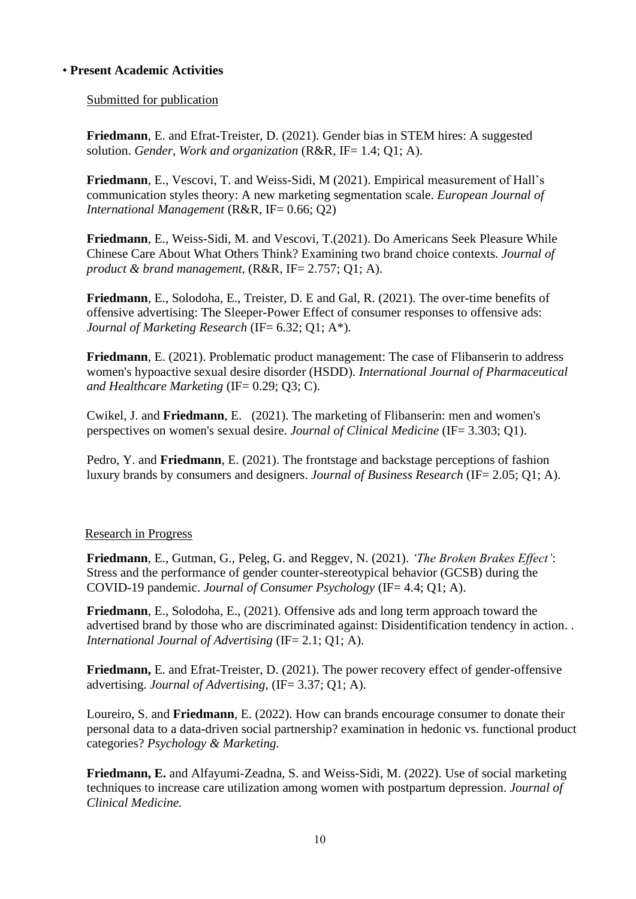• **Present Academic Activities**

Submitted for publication

**Friedmann**, E. and Efrat-Treister, D. (2021). Gender bias in STEM hires: A suggested solution. *Gender, Work and organization* (R&R, IF= 1.4; Q1; A).

**Friedmann**, E., Vescovi, T. and Weiss-Sidi, M (2021). Empirical measurement of Hall's communication styles theory: A new marketing segmentation scale. *European Journal of International Management* (R&R, IF= 0.66; Q2)

**Friedmann**, E., Weiss-Sidi, M. and Vescovi, T.(2021). Do Americans Seek Pleasure While Chinese Care About What Others Think? Examining two brand choice contexts. *Journal of product & brand management,* (R&R, IF= 2.757; Q1; A).

**Friedmann**, E., Solodoha, E., Treister, D. E and Gal, R. (2021). The over-time benefits of offensive advertising: The Sleeper-Power Effect of consumer responses to offensive ads: *Journal of Marketing Research* (IF= 6.32; Q1; A*).

**Friedmann**, E. (2021). Problematic product management: The case of Flibanserin to address women's hypoactive sexual desire disorder (HSDD). *International Journal of Pharmaceutical and Healthcare Marketing* (IF= 0.29; Q3; C).

Cwikel, J. and **Friedmann**, E. (2021). The marketing of Flibanserin: men and women's perspectives on women's sexual desire. *Journal of Clinical Medicine* (IF= 3.303; Q1).

Pedro, Y. and **Friedmann**, E. (2021). The frontstage and backstage perceptions of fashion luxury brands by consumers and designers. *Journal of Business Research* (IF= 2.05; Q1; A).

Research in Progress

**Friedmann**, E., Gutman, G., Peleg, G. and Reggev, N. (2021). *'The Broken Brakes Effect'*: Stress and the performance of gender counter-stereotypical behavior (GCSB) during the COVID-19 pandemic. *Journal of Consumer Psychology* (IF= 4.4; Q1; A).

**Friedmann**, E., Solodoha, E., (2021). Offensive ads and long term approach toward the advertised brand by those who are discriminated against: Disidentification tendency in action. . *International Journal of Advertising* (IF= 2.1; Q1; A).

**Friedmann,** E. and Efrat-Treister, D. (2021). The power recovery effect of gender-offensive advertising. *Journal of Advertising*, (IF= 3.37; Q1; A).

Loureiro, S. and **Friedmann**, E. (2022). How can brands encourage consumer to donate their personal data to a data-driven social partnership? examination in hedonic vs. functional product categories? *Psychology & Marketing.*

**Friedmann, E.** and Alfayumi-Zeadna, S. and Weiss-Sidi, M. (2022). Use of social marketing techniques to increase care utilization among women with postpartum depression. *Journal of Clinical Medicine.*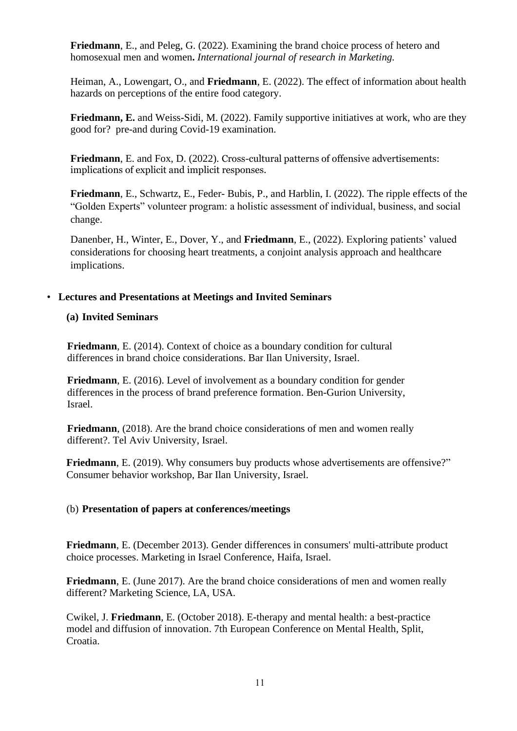**Friedmann**, E., and Peleg, G. (2022). Examining the brand choice process of hetero and homosexual men and women**.** *International journal of research in Marketing.*

Heiman, A., Lowengart, O., and **Friedmann**, E. (2022). The effect of information about health hazards on perceptions of the entire food category.

**Friedmann, E.** and Weiss-Sidi, M. (2022). Family supportive initiatives at work, who are they good for? pre-and during Covid-19 examination.

**Friedmann**, E. and Fox, D. (2022). Cross-cultural patterns of offensive advertisements: implications of explicit and implicit responses.

**Friedmann**, E., Schwartz, E., Feder- Bubis, P., and Harblin, I. (2022). The ripple effects of the "Golden Experts" volunteer program: a holistic assessment of individual, business, and social change.

Danenber, H., Winter, E., Dover, Y., and **Friedmann**, E., (2022). Exploring patients' valued considerations for choosing heart treatments, a conjoint analysis approach and healthcare implications.

- **Lectures and Presentations at Meetings and Invited Seminars**

**(a) Invited Seminars**

**Friedmann**, E. (2014). Context of choice as a boundary condition for cultural differences in brand choice considerations. Bar Ilan University, Israel.

**Friedmann**, E. (2016). Level of involvement as a boundary condition for gender differences in the process of brand preference formation. Ben-Gurion University, Israel.

**Friedmann**, (2018). Are the brand choice considerations of men and women really different?. Tel Aviv University, Israel.

**Friedmann**, E. (2019). Why consumers buy products whose advertisements are offensive?" Consumer behavior workshop, Bar Ilan University, Israel.

(b) **Presentation of papers at conferences/meetings**

**Friedmann**, E. (December 2013). Gender differences in consumers' multi-attribute product choice processes. Marketing in Israel Conference, Haifa, Israel.

**Friedmann**, E. (June 2017). Are the brand choice considerations of men and women really different? Marketing Science, LA, USA.

Cwikel, J. **Friedmann**, E. (October 2018). E-therapy and mental health: a best-practice model and diffusion of innovation. 7th European Conference on Mental Health, Split, Croatia.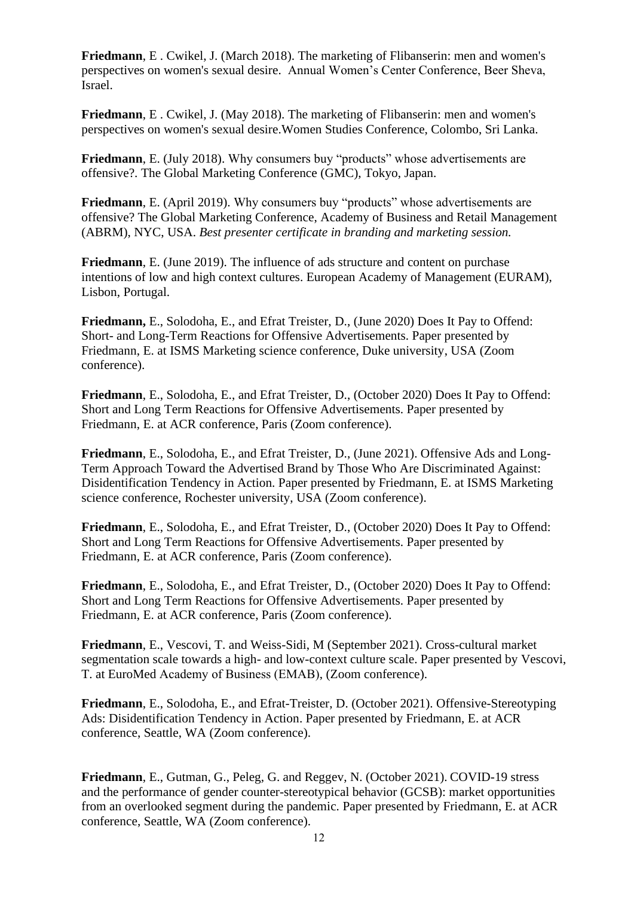**Friedmann**, E . Cwikel, J. (March 2018). The marketing of Flibanserin: men and women's perspectives on women's sexual desire. Annual Women's Center Conference, Beer Sheva, Israel.

**Friedmann**, E . Cwikel, J. (May 2018). The marketing of Flibanserin: men and women's perspectives on women's sexual desire.Women Studies Conference, Colombo, Sri Lanka.

**Friedmann**, E. (July 2018). Why consumers buy "products" whose advertisements are offensive?. The Global Marketing Conference (GMC), Tokyo, Japan.

**Friedmann**, E. (April 2019). Why consumers buy "products" whose advertisements are offensive? The Global Marketing Conference, Academy of Business and Retail Management (ABRM), NYC, USA. *Best presenter certificate in branding and marketing session.*

**Friedmann**, E. (June 2019). The influence of ads structure and content on purchase intentions of low and high context cultures. European Academy of Management (EURAM), Lisbon, Portugal.

**Friedmann,** E., Solodoha, E., and Efrat Treister, D., (June 2020) Does It Pay to Offend: Short- and Long-Term Reactions for Offensive Advertisements. Paper presented by Friedmann, E. at ISMS Marketing science conference, Duke university, USA (Zoom conference).

**Friedmann**, E., Solodoha, E., and Efrat Treister, D., (October 2020) Does It Pay to Offend: Short and Long Term Reactions for Offensive Advertisements. Paper presented by Friedmann, E. at ACR conference, Paris (Zoom conference).

**Friedmann**, E., Solodoha, E., and Efrat Treister, D., (June 2021). Offensive Ads and Long-Term Approach Toward the Advertised Brand by Those Who Are Discriminated Against: Disidentification Tendency in Action. Paper presented by Friedmann, E. at ISMS Marketing science conference, Rochester university, USA (Zoom conference).

**Friedmann**, E., Solodoha, E., and Efrat Treister, D., (October 2020) Does It Pay to Offend: Short and Long Term Reactions for Offensive Advertisements. Paper presented by Friedmann, E. at ACR conference, Paris (Zoom conference).

**Friedmann**, E., Solodoha, E., and Efrat Treister, D., (October 2020) Does It Pay to Offend: Short and Long Term Reactions for Offensive Advertisements. Paper presented by Friedmann, E. at ACR conference, Paris (Zoom conference).

**Friedmann**, E., Vescovi, T. and Weiss-Sidi, M (September 2021). Cross-cultural market segmentation scale towards a high- and low-context culture scale. Paper presented by Vescovi, T. at EuroMed Academy of Business (EMAB), (Zoom conference).

**Friedmann**, E., Solodoha, E., and Efrat-Treister, D. (October 2021). Offensive-Stereotyping Ads: Disidentification Tendency in Action. Paper presented by Friedmann, E. at ACR conference, Seattle, WA (Zoom conference).

**Friedmann**, E., Gutman, G., Peleg, G. and Reggev, N. (October 2021). COVID-19 stress and the performance of gender counter-stereotypical behavior (GCSB): market opportunities from an overlooked segment during the pandemic. Paper presented by Friedmann, E. at ACR conference, Seattle, WA (Zoom conference).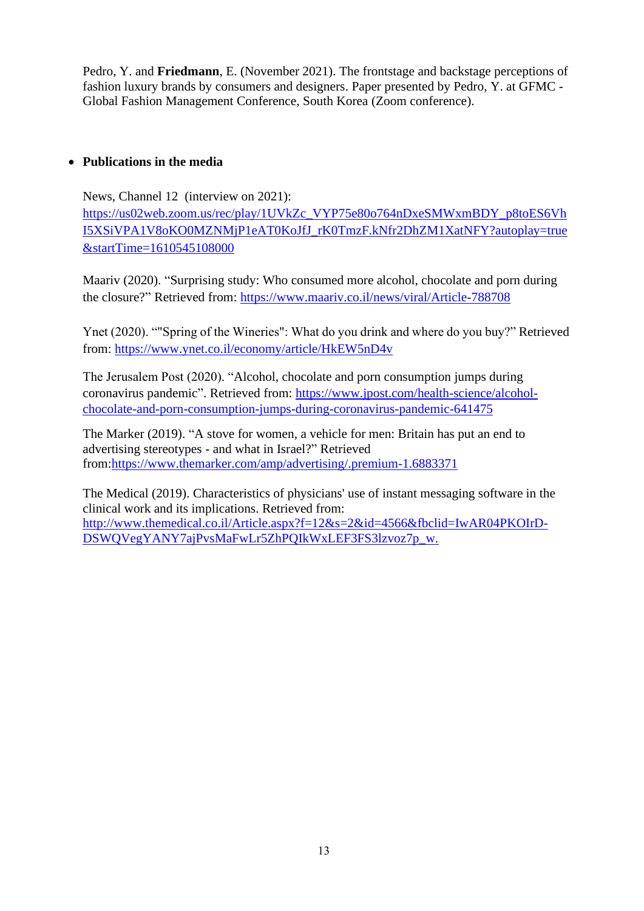Pedro, Y. and **Friedmann**, E. (November 2021). The frontstage and backstage perceptions of fashion luxury brands by consumers and designers. Paper presented by Pedro, Y. at GFMC - Global Fashion Management Conference, South Korea (Zoom conference).

- **Publications in the media**

News, Channel 12 (interview on 2021): https://us02web.zoom.us/rec/play/1UVkZc_VYP75e80o764nDxeSMWxmBDY_p8toES6VhI5XSiVPA1V8oKO0MZNMjP1eAT0KoJfJ_rK0TmzF.kNfr2DhZM1XatNFY?autoplay=true&startTime=1610545108000

Maariv (2020). "Surprising study: Who consumed more alcohol, chocolate and porn during the closure?" Retrieved from: https://www.maariv.co.il/news/viral/Article-788708

Ynet (2020). ""Spring of the Wineries": What do you drink and where do you buy?" Retrieved from: https://www.ynet.co.il/economy/article/HkEW5nD4v

The Jerusalem Post (2020). "Alcohol, chocolate and porn consumption jumps during coronavirus pandemic". Retrieved from: https://www.jpost.com/health-science/alcohol-chocolate-and-porn-consumption-jumps-during-coronavirus-pandemic-641475

The Marker (2019). "A stove for women, a vehicle for men: Britain has put an end to advertising stereotypes - and what in Israel?" Retrieved from:https://www.themarker.com/amp/advertising/.premium-1.6883371

The Medical (2019). Characteristics of physicians' use of instant messaging software in the clinical work and its implications. Retrieved from: http://www.themedical.co.il/Article.aspx?f=12&s=2&id=4566&fbclid=IwAR04PKOIrD-DSWQVegYANY7ajPvsMaFwLr5ZhPQIkWxLEF3FS3lzvoz7p_w.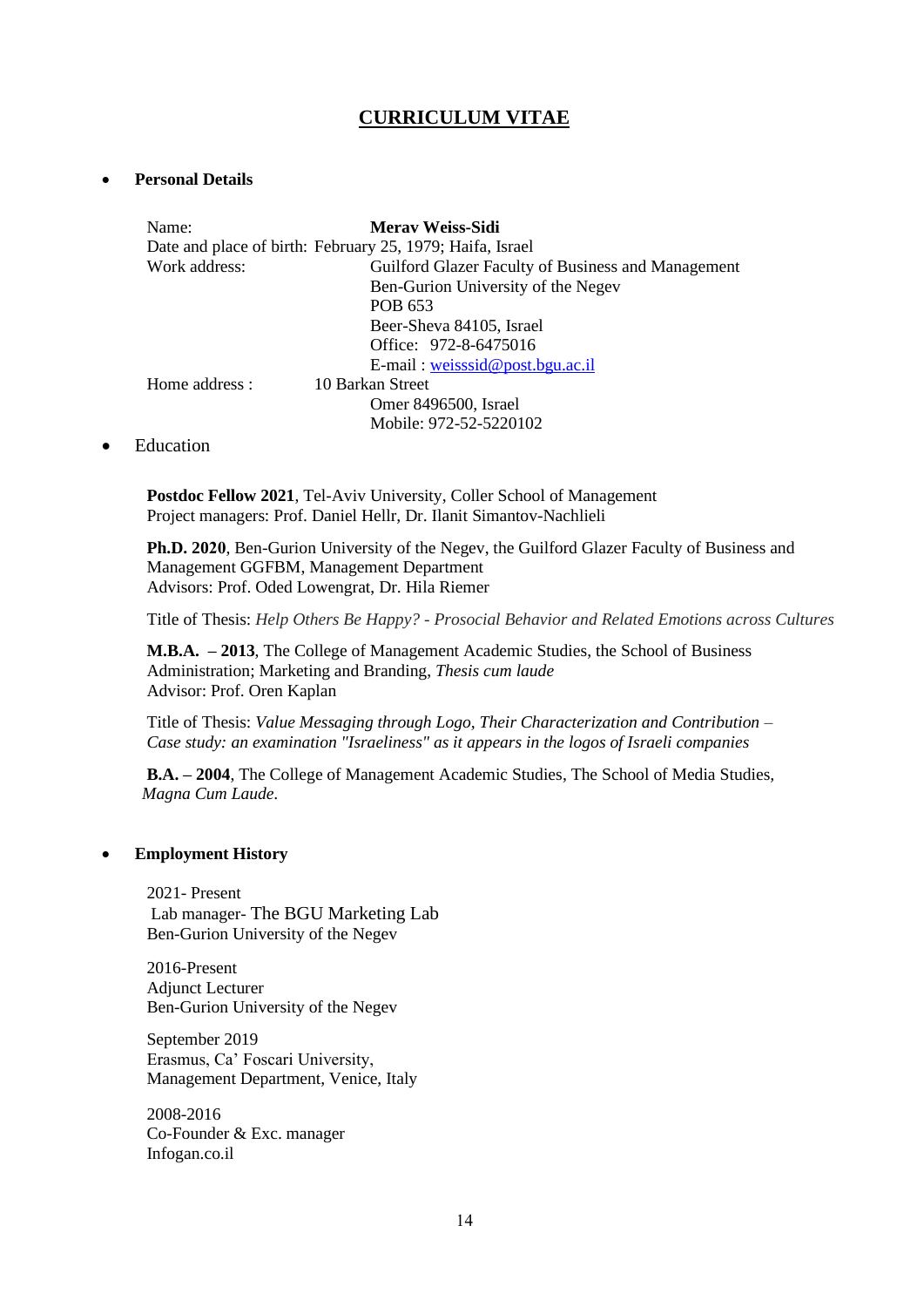# CURRICULUM VITAE

- **Personal Details**

Name: **Merav Weiss-Sidi**
Date and place of birth: February 25, 1979; Haifa, Israel
Work address: Guilford Glazer Faculty of Business and Management
Ben-Gurion University of the Negev
POB 653
Beer-Sheva 84105, Israel
Office: 972-8-6475016
E-mail : weisssid@post.bgu.ac.il
Home address : 10 Barkan Street
Omer 8496500, Israel
Mobile: 972-52-5220102

- Education

**Postdoc Fellow 2021**, Tel-Aviv University, Coller School of Management
Project managers: Prof. Daniel Hellr, Dr. Ilanit Simantov-Nachlieli

**Ph.D. 2020**, Ben-Gurion University of the Negev, the Guilford Glazer Faculty of Business and Management GGFBM, Management Department
Advisors: Prof. Oded Lowengrat, Dr. Hila Riemer

Title of Thesis: *Help Others Be Happy? - Prosocial Behavior and Related Emotions across Cultures*

**M.B.A. – 2013**, The College of Management Academic Studies, the School of Business Administration; Marketing and Branding, *Thesis cum laude*
Advisor: Prof. Oren Kaplan

Title of Thesis: *Value Messaging through Logo, Their Characterization and Contribution – Case study: an examination "Israeliness" as it appears in the logos of Israeli companies*

**B.A. – 2004**, The College of Management Academic Studies, The School of Media Studies, *Magna Cum Laude*.

- **Employment History**

2021- Present
Lab manager- The BGU Marketing Lab
Ben-Gurion University of the Negev

2016-Present
Adjunct Lecturer
Ben-Gurion University of the Negev

September 2019
Erasmus, Ca' Foscari University,
Management Department, Venice, Italy

2008-2016
Co-Founder & Exc. manager
Infogan.co.il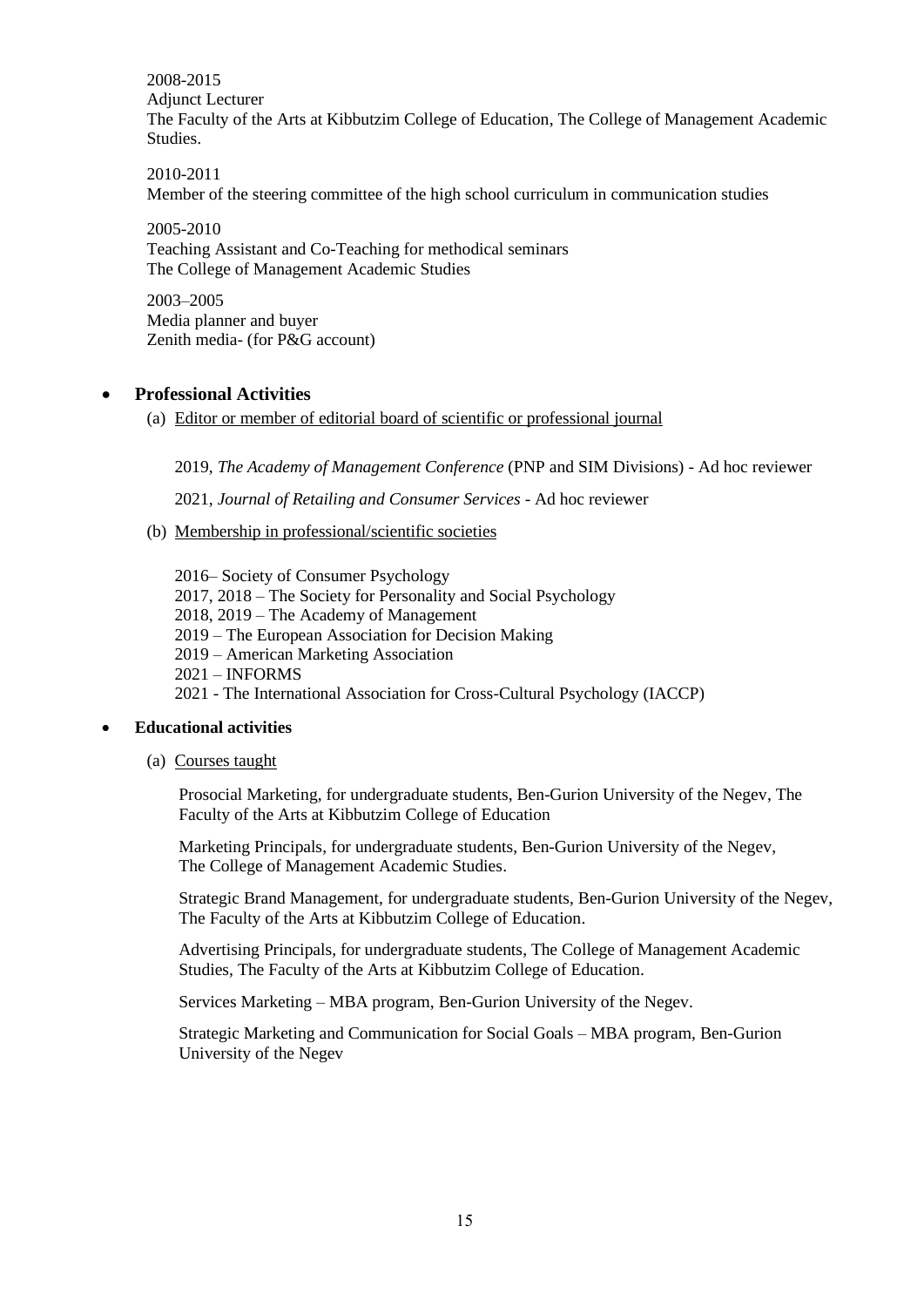2008-2015
Adjunct Lecturer
The Faculty of the Arts at Kibbutzim College of Education, The College of Management Academic Studies.

2010-2011
Member of the steering committee of the high school curriculum in communication studies

2005-2010
Teaching Assistant and Co-Teaching for methodical seminars
The College of Management Academic Studies

2003–2005
Media planner and buyer
Zenith media- (for P&G account)

- **Professional Activities**

  (a) Editor or member of editorial board of scientific or professional journal

  2019, *The Academy of Management Conference* (PNP and SIM Divisions) - Ad hoc reviewer

  2021, *Journal of Retailing and Consumer Services* - Ad hoc reviewer

  (b) Membership in professional/scientific societies

  2016– Society of Consumer Psychology
  2017, 2018 – The Society for Personality and Social Psychology
  2018, 2019 – The Academy of Management
  2019 – The European Association for Decision Making
  2019 – American Marketing Association
  2021 – INFORMS
  2021 - The International Association for Cross-Cultural Psychology (IACCP)

- **Educational activities**

  (a) Courses taught

  Prosocial Marketing, for undergraduate students, Ben-Gurion University of the Negev, The Faculty of the Arts at Kibbutzim College of Education

  Marketing Principals, for undergraduate students, Ben-Gurion University of the Negev, The College of Management Academic Studies.

  Strategic Brand Management, for undergraduate students, Ben-Gurion University of the Negev, The Faculty of the Arts at Kibbutzim College of Education.

  Advertising Principals, for undergraduate students, The College of Management Academic Studies, The Faculty of the Arts at Kibbutzim College of Education.

  Services Marketing – MBA program, Ben-Gurion University of the Negev.

  Strategic Marketing and Communication for Social Goals – MBA program, Ben-Gurion University of the Negev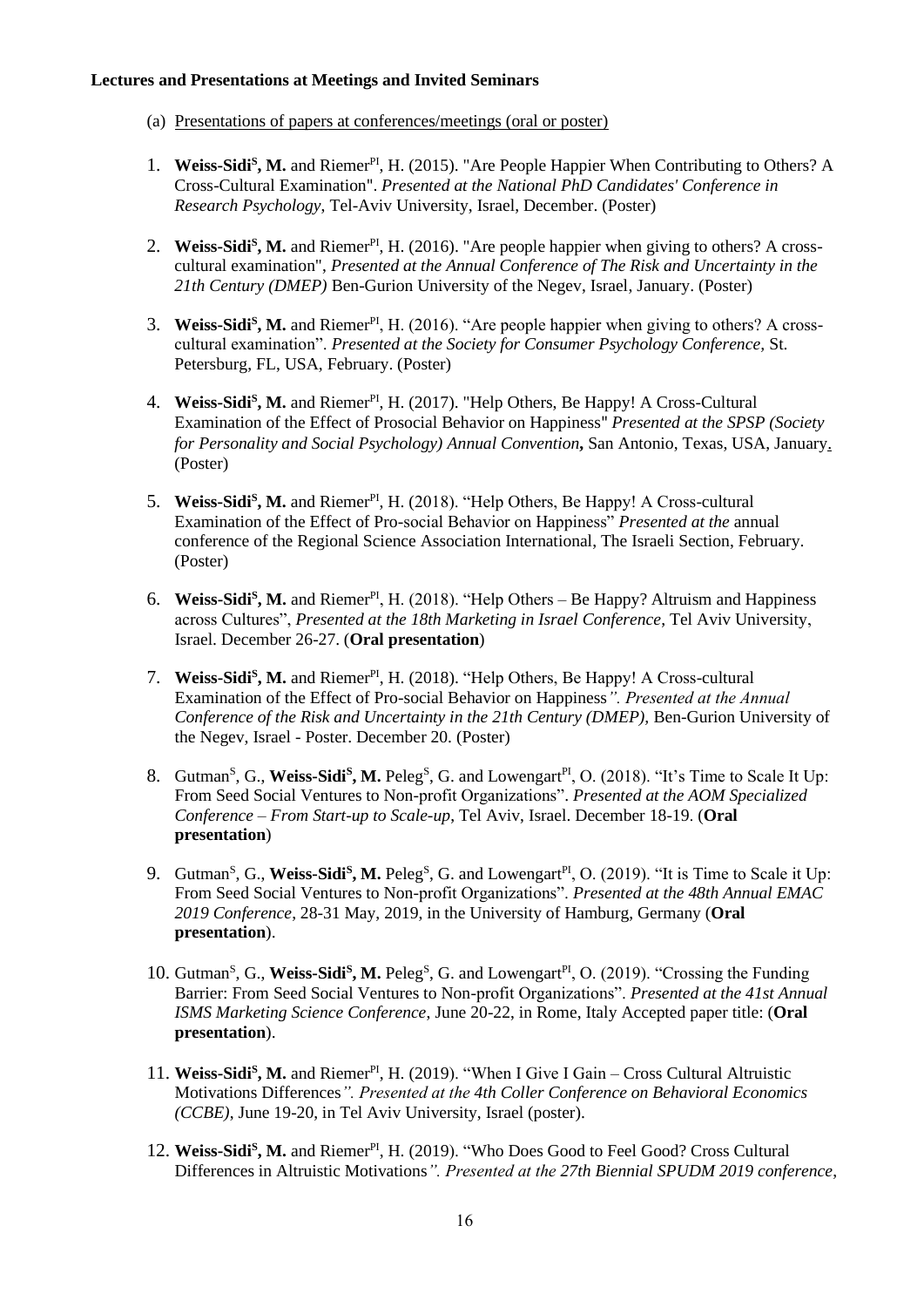**Lectures and Presentations at Meetings and Invited Seminars**

(a) Presentations of papers at conferences/meetings (oral or poster)

1. **Weiss-Sidi[S], M.** and Riemer[PI], H. (2015). "Are People Happier When Contributing to Others? A Cross-Cultural Examination". *Presented at the National PhD Candidates' Conference in Research Psychology*, Tel-Aviv University, Israel, December. (Poster)

2. **Weiss-Sidi[S], M.** and Riemer[PI], H. (2016). "Are people happier when giving to others? A cross-cultural examination", *Presented at the Annual Conference of The Risk and Uncertainty in the 21th Century (DMEP)* Ben-Gurion University of the Negev, Israel, January. (Poster)

3. **Weiss-Sidi[S], M.** and Riemer[PI], H. (2016). "Are people happier when giving to others? A cross-cultural examination". *Presented at the Society for Consumer Psychology Conference,* St. Petersburg, FL, USA, February. (Poster)

4. **Weiss-Sidi[S], M.** and Riemer[PI], H. (2017). "Help Others, Be Happy! A Cross-Cultural Examination of the Effect of Prosocial Behavior on Happiness" *Presented at the SPSP (Society for Personality and Social Psychology) Annual Convention***,** San Antonio, Texas, USA, January. (Poster)

5. **Weiss-Sidi[S], M.** and Riemer[PI], H. (2018). "Help Others, Be Happy! A Cross-cultural Examination of the Effect of Pro-social Behavior on Happiness" *Presented at the* annual conference of the Regional Science Association International, The Israeli Section, February. (Poster)

6. **Weiss-Sidi[S], M.** and Riemer[PI], H. (2018). "Help Others – Be Happy? Altruism and Happiness across Cultures", *Presented at the 18th Marketing in Israel Conference*, Tel Aviv University, Israel. December 26-27. (**Oral presentation**)

7. **Weiss-Sidi[S], M.** and Riemer[PI], H. (2018). "Help Others, Be Happy! A Cross-cultural Examination of the Effect of Pro-social Behavior on Happiness*". Presented at the Annual Conference of the Risk and Uncertainty in the 21th Century (DMEP),* Ben-Gurion University of the Negev, Israel - Poster. December 20. (Poster)

8. Gutman[S], G., **Weiss-Sidi[S], M.** Peleg[S], G. and Lowengart[PI], O. (2018). "It's Time to Scale It Up: From Seed Social Ventures to Non-profit Organizations". *Presented at the AOM Specialized Conference – From Start-up to Scale-up*, Tel Aviv, Israel. December 18-19. (**Oral presentation**)

9. Gutman[S], G., **Weiss-Sidi[S], M.** Peleg[S], G. and Lowengart[PI], O. (2019). "It is Time to Scale it Up: From Seed Social Ventures to Non-profit Organizations". *Presented at the 48th Annual EMAC 2019 Conference*, 28-31 May, 2019, in the University of Hamburg, Germany (**Oral presentation**).

10. Gutman[S], G., **Weiss-Sidi[S], M.** Peleg[S], G. and Lowengart[PI], O. (2019). "Crossing the Funding Barrier: From Seed Social Ventures to Non-profit Organizations". *Presented at the 41st Annual ISMS Marketing Science Conference*, June 20-22, in Rome, Italy Accepted paper title: (**Oral presentation**).

11. **Weiss-Sidi[S], M.** and Riemer[PI], H. (2019). "When I Give I Gain – Cross Cultural Altruistic Motivations Differences*". Presented at the 4th Coller Conference on Behavioral Economics (CCBE)*, June 19-20, in Tel Aviv University, Israel (poster).

12. **Weiss-Sidi[S], M.** and Riemer[PI], H. (2019). "Who Does Good to Feel Good? Cross Cultural Differences in Altruistic Motivations*". Presented at the 27th Biennial SPUDM 2019 conference*,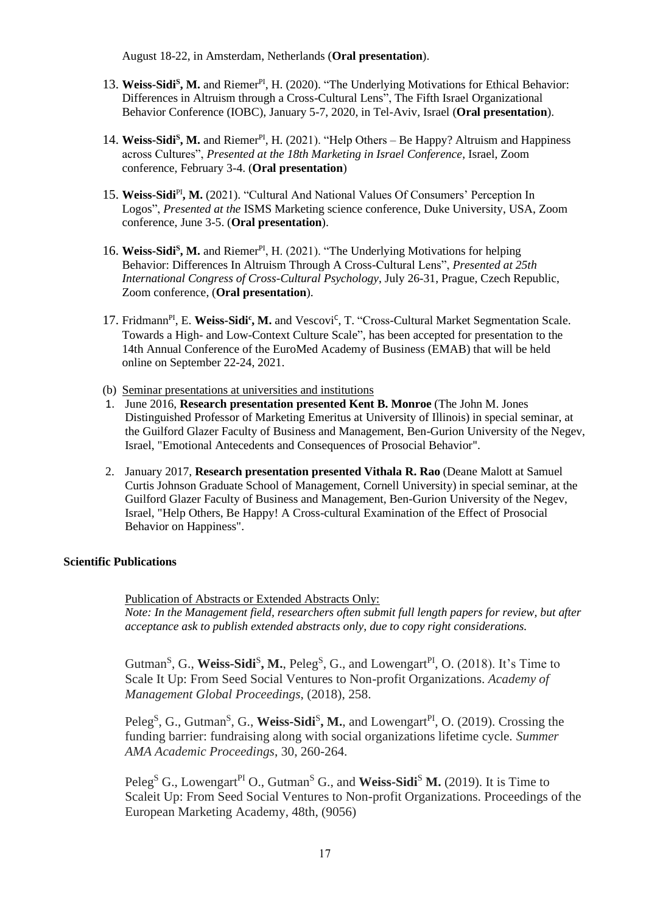August 18-22, in Amsterdam, Netherlands (**Oral presentation**).

13. **Weiss-Sidi[S], M.** and Riemer[PI], H. (2020). "The Underlying Motivations for Ethical Behavior: Differences in Altruism through a Cross-Cultural Lens", The Fifth Israel Organizational Behavior Conference (IOBC), January 5-7, 2020, in Tel-Aviv, Israel (**Oral presentation**).

14. **Weiss-Sidi[S], M.** and Riemer[PI], H. (2021). "Help Others – Be Happy? Altruism and Happiness across Cultures", *Presented at the 18th Marketing in Israel Conference*, Israel, Zoom conference, February 3-4. (**Oral presentation**)

15. **Weiss-Sidi[PI], M.** (2021). "Cultural And National Values Of Consumers' Perception In Logos", *Presented at the* ISMS Marketing science conference, Duke University, USA, Zoom conference, June 3-5. (**Oral presentation**).

16. **Weiss-Sidi[S], M.** and Riemer[PI], H. (2021). "The Underlying Motivations for helping Behavior: Differences In Altruism Through A Cross-Cultural Lens", *Presented at 25th International Congress of Cross-Cultural Psychology*, July 26-31, Prague, Czech Republic, Zoom conference, (**Oral presentation**).

17. Fridmann[PI], E. **Weiss-Sidi[c], M.** and Vescovi[c], T. "Cross-Cultural Market Segmentation Scale. Towards a High- and Low-Context Culture Scale", has been accepted for presentation to the 14th Annual Conference of the EuroMed Academy of Business (EMAB) that will be held online on September 22-24, 2021.

(b) Seminar presentations at universities and institutions

1. June 2016, **Research presentation presented Kent B. Monroe** (The John M. Jones Distinguished Professor of Marketing Emeritus at University of Illinois) in special seminar, at the Guilford Glazer Faculty of Business and Management, Ben-Gurion University of the Negev, Israel, "Emotional Antecedents and Consequences of Prosocial Behavior".

2. January 2017, **Research presentation presented Vithala R. Rao** (Deane Malott at Samuel Curtis Johnson Graduate School of Management, Cornell University) in special seminar, at the Guilford Glazer Faculty of Business and Management, Ben-Gurion University of the Negev, Israel, "Help Others, Be Happy! A Cross-cultural Examination of the Effect of Prosocial Behavior on Happiness".

### Scientific Publications

Publication of Abstracts or Extended Abstracts Only:

*Note: In the Management field, researchers often submit full length papers for review, but after acceptance ask to publish extended abstracts only, due to copy right considerations.*

Gutman[S], G., **Weiss-Sidi[S], M.**, Peleg[S], G., and Lowengart[PI], O. (2018). It's Time to Scale It Up: From Seed Social Ventures to Non-profit Organizations. *Academy of Management Global Proceedings*, (2018), 258.

Peleg[S], G., Gutman[S], G., **Weiss-Sidi[S], M.**, and Lowengart[PI], O. (2019). Crossing the funding barrier: fundraising along with social organizations lifetime cycle. *Summer AMA Academic Proceedings*, 30, 260-264.

Peleg[S] G., Lowengart[PI] O., Gutman[S] G., and **Weiss-Sidi[S] M.** (2019). It is Time to Scaleit Up: From Seed Social Ventures to Non-profit Organizations. Proceedings of the European Marketing Academy, 48th, (9056)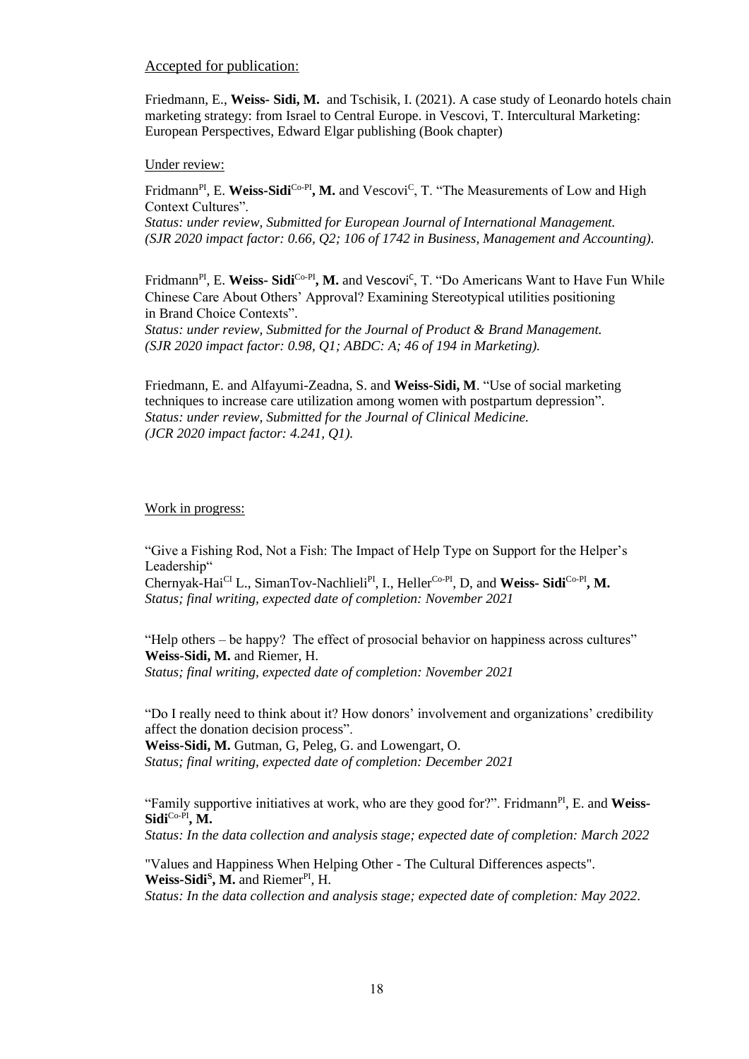Accepted for publication:

Friedmann, E., **Weiss- Sidi, M.** and Tschisik, I. (2021). A case study of Leonardo hotels chain marketing strategy: from Israel to Central Europe. in Vescovi, T. Intercultural Marketing: European Perspectives, Edward Elgar publishing (Book chapter)

Under review:

Fridmann[PI], E. **Weiss-Sidi[Co-PI], M.** and Vescovi[C], T. "The Measurements of Low and High Context Cultures".
*Status: under review, Submitted for European Journal of International Management. (SJR 2020 impact factor: 0.66, Q2; 106 of 1742 in Business, Management and Accounting).*

Fridmann[PI], E. **Weiss- Sidi[Co-PI], M.** and Vescovi[C], T. "Do Americans Want to Have Fun While Chinese Care About Others' Approval? Examining Stereotypical utilities positioning in Brand Choice Contexts".
*Status: under review, Submitted for the Journal of Product & Brand Management. (SJR 2020 impact factor: 0.98, Q1; ABDC: A; 46 of 194 in Marketing).*

Friedmann, E. and Alfayumi-Zeadna, S. and **Weiss-Sidi, M**. "Use of social marketing techniques to increase care utilization among women with postpartum depression".
*Status: under review, Submitted for the Journal of Clinical Medicine. (JCR 2020 impact factor: 4.241, Q1).*

Work in progress:

"Give a Fishing Rod, Not a Fish: The Impact of Help Type on Support for the Helper's Leadership"
Chernyak-Hai[CI] L., SimanTov-Nachlieli[PI], I., Heller[Co-PI], D, and **Weiss- Sidi[Co-PI], M.**
*Status; final writing, expected date of completion: November 2021*

"Help others – be happy? The effect of prosocial behavior on happiness across cultures"
**Weiss-Sidi, M.** and Riemer, H.
*Status; final writing, expected date of completion: November 2021*

"Do I really need to think about it? How donors' involvement and organizations' credibility affect the donation decision process".
**Weiss-Sidi, M.** Gutman, G, Peleg, G. and Lowengart, O.
*Status; final writing, expected date of completion: December 2021*

"Family supportive initiatives at work, who are they good for?". Fridmann[PI], E. and **Weiss-Sidi[Co-PI], M.**
*Status: In the data collection and analysis stage; expected date of completion: March 2022*

"Values and Happiness When Helping Other - The Cultural Differences aspects".
**Weiss-Sidi[S], M.** and Riemer[PI], H.
*Status: In the data collection and analysis stage; expected date of completion: May 2022.*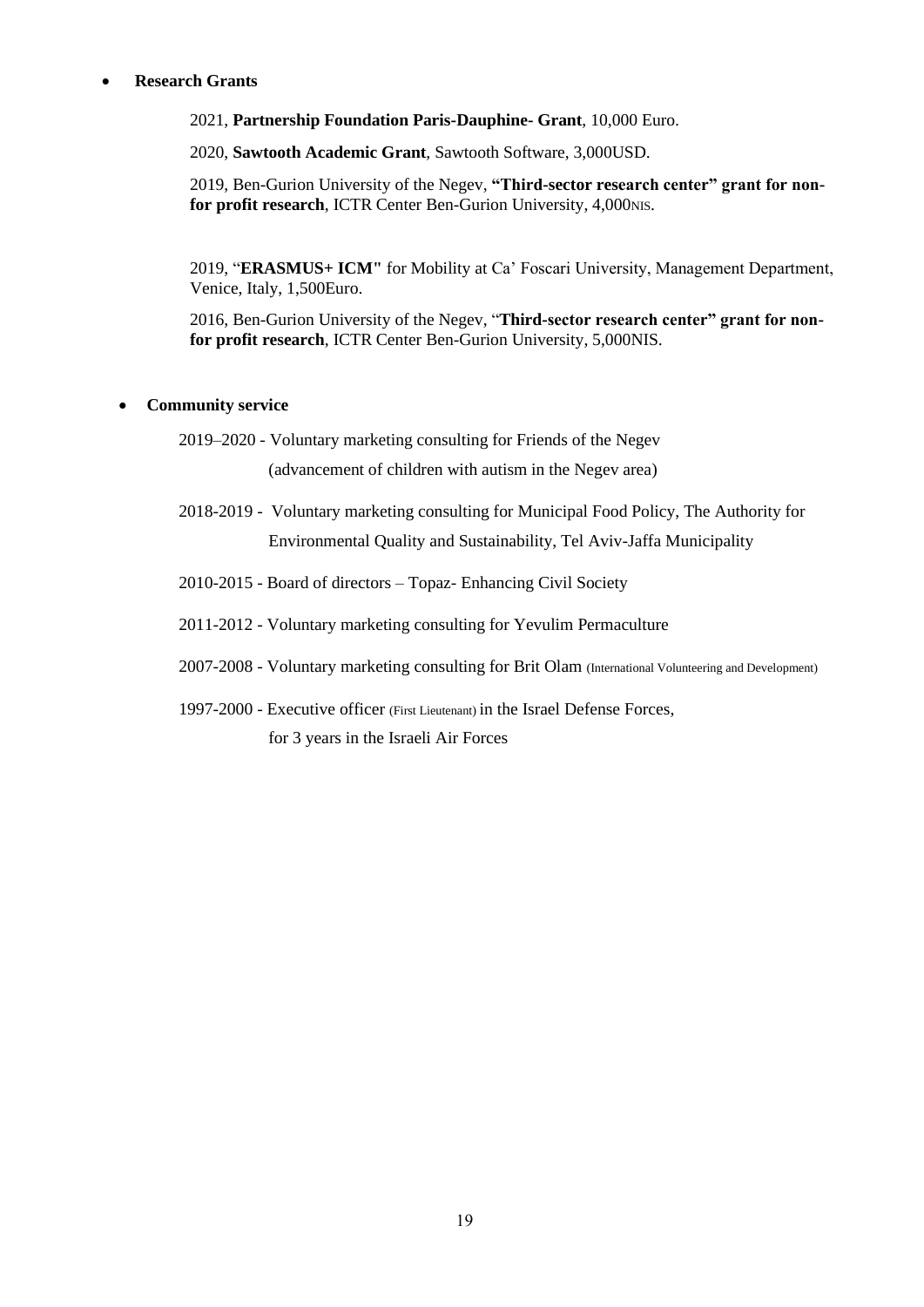- **Research Grants**

  2021, **Partnership Foundation Paris-Dauphine- Grant**, 10,000 Euro.

  2020, **Sawtooth Academic Grant**, Sawtooth Software, 3,000USD.

  2019, Ben-Gurion University of the Negev, **"Third-sector research center" grant for non-for profit research**, ICTR Center Ben-Gurion University, 4,000NIS.

  2019, "**ERASMUS+ ICM"** for Mobility at Ca' Foscari University, Management Department, Venice, Italy, 1,500Euro.

  2016, Ben-Gurion University of the Negev, "**Third-sector research center" grant for non-for profit research**, ICTR Center Ben-Gurion University, 5,000NIS.

- **Community service**

  2019–2020 - Voluntary marketing consulting for Friends of the Negev (advancement of children with autism in the Negev area)

  2018-2019 - Voluntary marketing consulting for Municipal Food Policy, The Authority for Environmental Quality and Sustainability, Tel Aviv-Jaffa Municipality

  2010-2015 - Board of directors – Topaz- Enhancing Civil Society

  2011-2012 - Voluntary marketing consulting for Yevulim Permaculture

  2007-2008 - Voluntary marketing consulting for Brit Olam (International Volunteering and Development)

  1997-2000 - Executive officer (First Lieutenant) in the Israel Defense Forces, for 3 years in the Israeli Air Forces